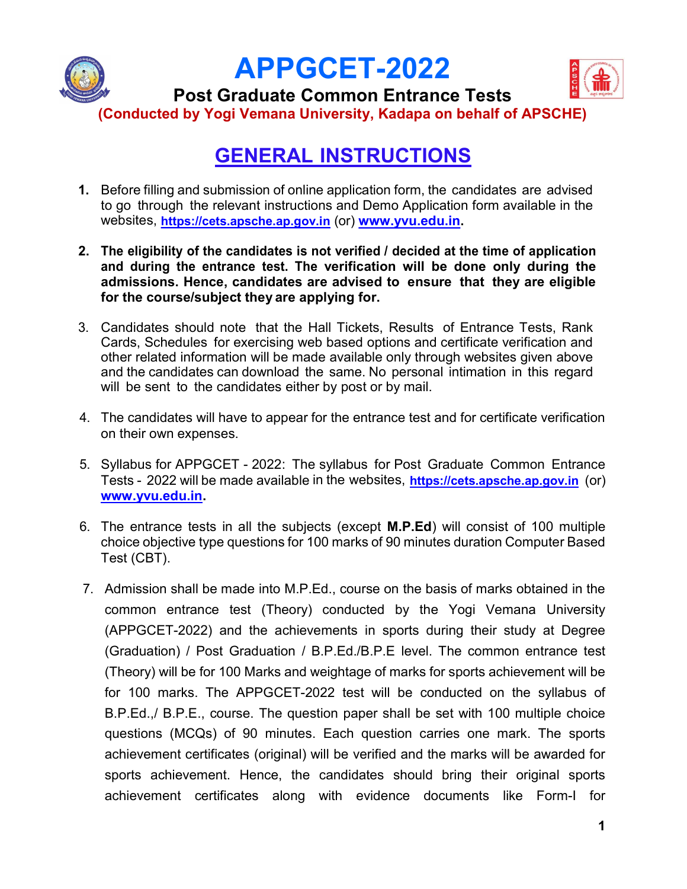# APPGCET-2022

## Post Graduate Common Entrance Tests

**(Conducted by Yogi Vemana University, Kadapa on behalf of APSCHE)**

## GENERAL INSTRUCTIONS

1. Before filling and submission of online application form, the candidates are advised to go through the relevant instructions and Demo Application form available in the websites, **https://cets.apsche.ap.gov.in** (or) **www.yvu.edu.in**.

2. **The eligibility of the candidates is not verified / decided at the time of application and during the entrance test. The verification will be done only during the admissions. Hence, candidates are advised to ensure that they are eligible for the course/subject they are applying for.**

3. Candidates should note that the Hall Tickets, Results of Entrance Tests, Rank Cards, Schedules for exercising web based options and certificate verification and other related information will be made available only through websites given above and the candidates can download the same. No personal intimation in this regard will be sent to the candidates either by post or by mail.

4. The candidates will have to appear for the entrance test and for certificate verification on their own expenses.

5. Syllabus for APPGCET - 2022: The syllabus for Post Graduate Common Entrance Tests - 2022 will be made available in the websites, **https://cets.apsche.ap.gov.in** (or) **www.yvu.edu.in**.

6. The entrance tests in all the subjects (except **M.P.Ed**) will consist of 100 multiple choice objective type questions for 100 marks of 90 minutes duration Computer Based Test (CBT).

7. Admission shall be made into M.P.Ed., course on the basis of marks obtained in the common entrance test (Theory) conducted by the Yogi Vemana University (APPGCET-2022) and the achievements in sports during their study at Degree (Graduation) / Post Graduation / B.P.Ed./B.P.E level. The common entrance test (Theory) will be for 100 Marks and weightage of marks for sports achievement will be for 100 marks. The APPGCET-2022 test will be conducted on the syllabus of B.P.Ed.,/ B.P.E., course. The question paper shall be set with 100 multiple choice questions (MCQs) of 90 minutes. Each question carries one mark. The sports achievement certificates (original) will be verified and the marks will be awarded for sports achievement. Hence, the candidates should bring their original sports achievement certificates along with evidence documents like Form-I for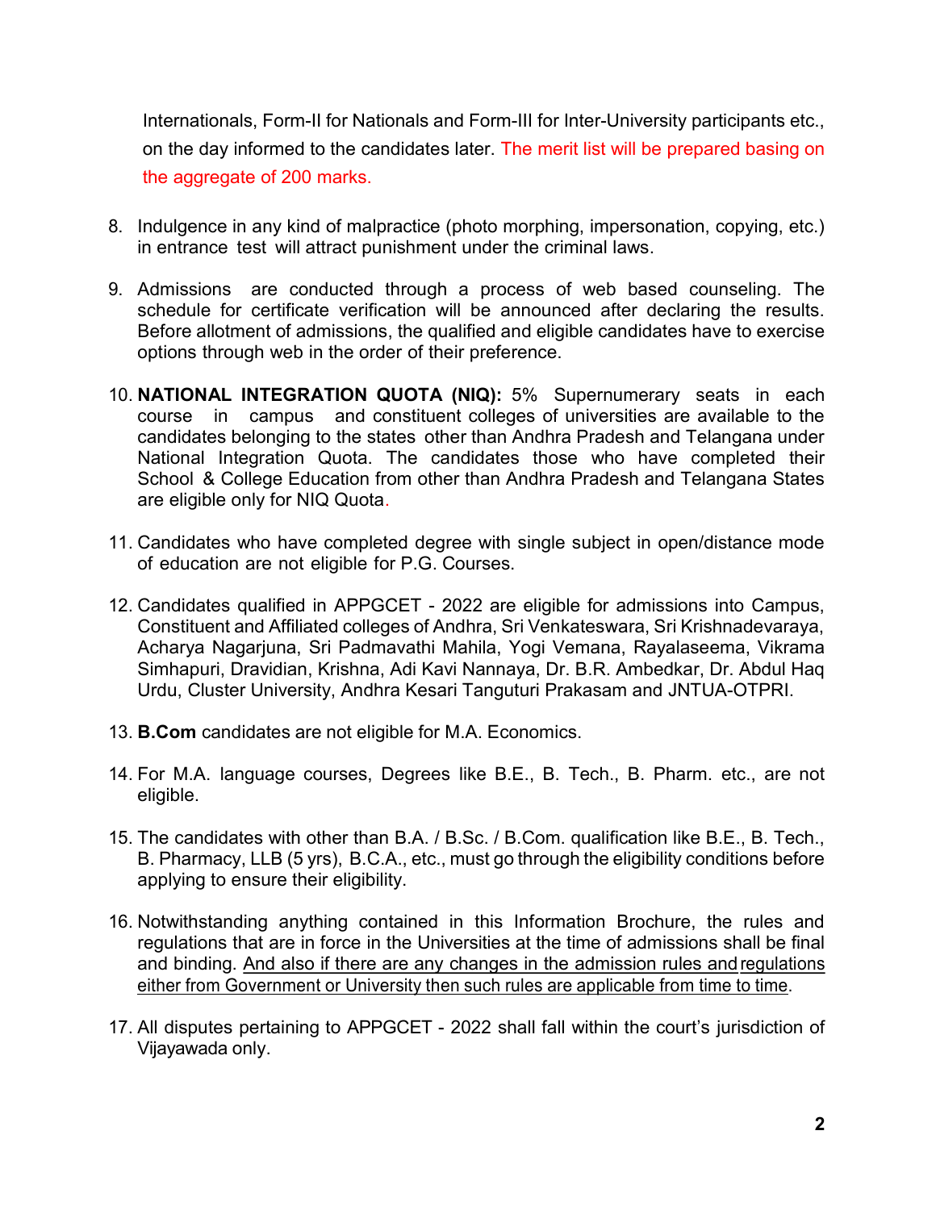Internationals, Form-II for Nationals and Form-III for Inter-University participants etc., on the day informed to the candidates later. The merit list will be prepared basing on the aggregate of 200 marks.

8. Indulgence in any kind of malpractice (photo morphing, impersonation, copying, etc.) in entrance test will attract punishment under the criminal laws.

9. Admissions are conducted through a process of web based counseling. The schedule for certificate verification will be announced after declaring the results. Before allotment of admissions, the qualified and eligible candidates have to exercise options through web in the order of their preference.

10. **NATIONAL INTEGRATION QUOTA (NIQ):** 5% Supernumerary seats in each course in campus and constituent colleges of universities are available to the candidates belonging to the states other than Andhra Pradesh and Telangana under National Integration Quota. The candidates those who have completed their School & College Education from other than Andhra Pradesh and Telangana States are eligible only for NIQ Quota.

11. Candidates who have completed degree with single subject in open/distance mode of education are not eligible for P.G. Courses.

12. Candidates qualified in APPGCET - 2022 are eligible for admissions into Campus, Constituent and Affiliated colleges of Andhra, Sri Venkateswara, Sri Krishnadevaraya, Acharya Nagarjuna, Sri Padmavathi Mahila, Yogi Vemana, Rayalaseema, Vikrama Simhapuri, Dravidian, Krishna, Adi Kavi Nannaya, Dr. B.R. Ambedkar, Dr. Abdul Haq Urdu, Cluster University, Andhra Kesari Tanguturi Prakasam and JNTUA-OTPRI.

13. **B.Com** candidates are not eligible for M.A. Economics.

14. For M.A. language courses, Degrees like B.E., B. Tech., B. Pharm. etc., are not eligible.

15. The candidates with other than B.A. / B.Sc. / B.Com. qualification like B.E., B. Tech., B. Pharmacy, LLB (5 yrs), B.C.A., etc., must go through the eligibility conditions before applying to ensure their eligibility.

16. Notwithstanding anything contained in this Information Brochure, the rules and regulations that are in force in the Universities at the time of admissions shall be final and binding. And also if there are any changes in the admission rules and regulations either from Government or University then such rules are applicable from time to time.

17. All disputes pertaining to APPGCET - 2022 shall fall within the court's jurisdiction of Vijayawada only.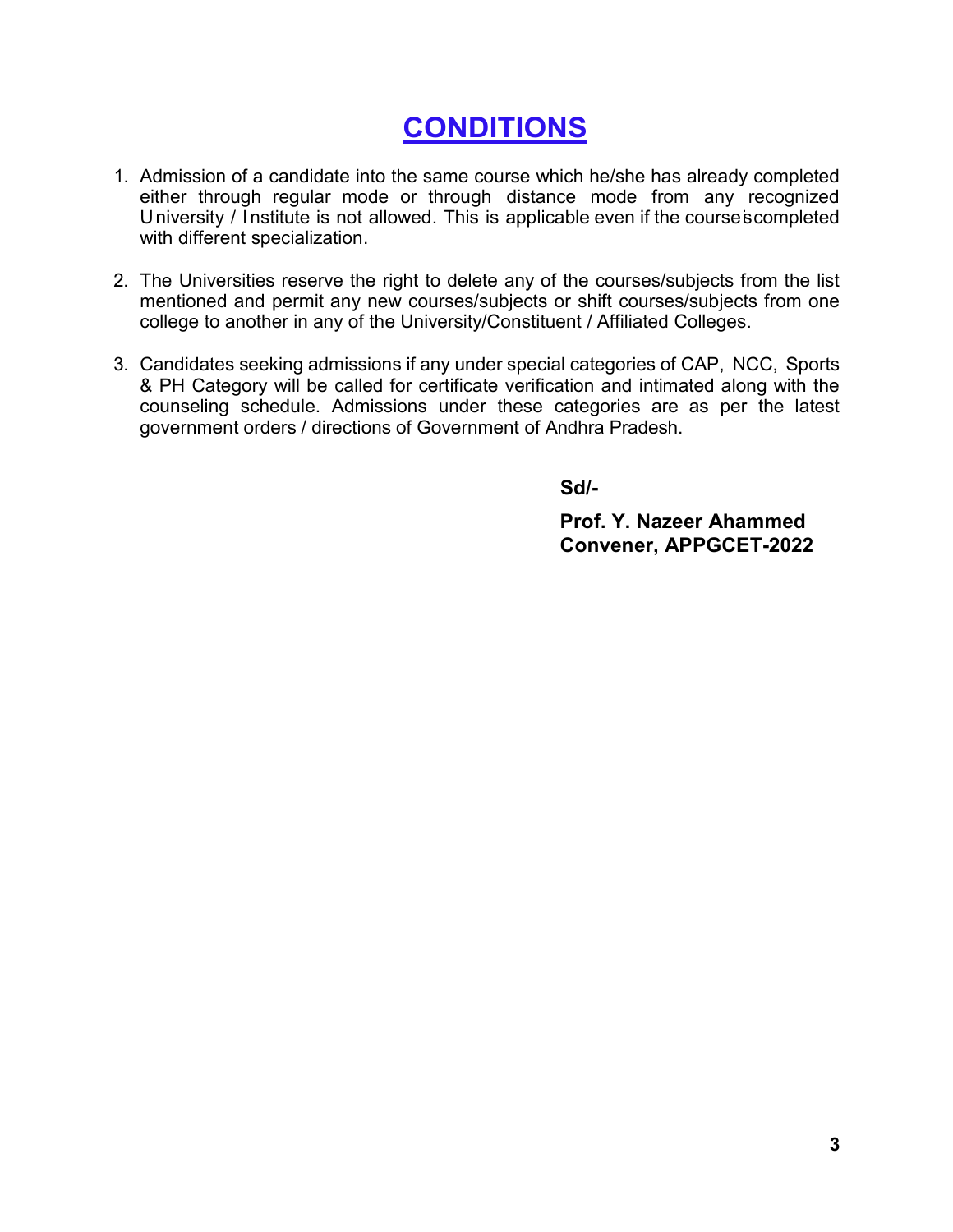# CONDITIONS

1. Admission of a candidate into the same course which he/she has already completed either through regular mode or through distance mode from any recognized University / Institute is not allowed. This is applicable even if the course is completed with different specialization.

2. The Universities reserve the right to delete any of the courses/subjects from the list mentioned and permit any new courses/subjects or shift courses/subjects from one college to another in any of the University/Constituent / Affiliated Colleges.

3. Candidates seeking admissions if any under special categories of CAP, NCC, Sports & PH Category will be called for certificate verification and intimated along with the counseling schedule. Admissions under these categories are as per the latest government orders / directions of Government of Andhra Pradesh.

**Sd/-**

**Prof. Y. Nazeer Ahammed**
**Convener, APPGCET-2022**